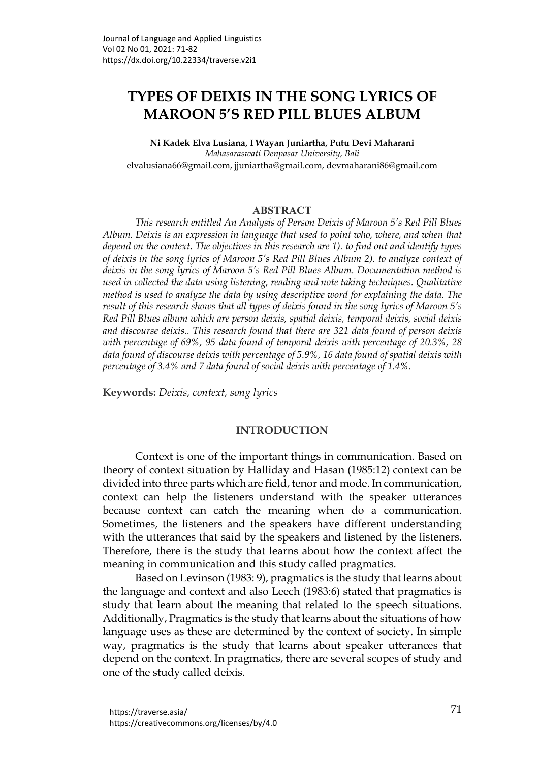# TYPES OF DEIXIS IN THE SONG LYRICS OF MAROON 5'S RED PILL BLUES ALBUM

**Ni Kadek Elva Lusiana, I Wayan Juniartha, Putu Devi Maharani**

*Mahasaraswati Denpasar University, Bali*

elvalusiana66@gmail.com, jjuniartha@gmail.com, devmaharani86@gmail.com

## ABSTRACT

*This research entitled An Analysis of Person Deixis of Maroon 5's Red Pill Blues Album. Deixis is an expression in language that used to point who, where, and when that depend on the context. The objectives in this research are 1). to find out and identify types of deixis in the song lyrics of Maroon 5's Red Pill Blues Album 2). to analyze context of deixis in the song lyrics of Maroon 5's Red Pill Blues Album. Documentation method is used in collected the data using listening, reading and note taking techniques. Qualitative method is used to analyze the data by using descriptive word for explaining the data. The result of this research shows that all types of deixis found in the song lyrics of Maroon 5's Red Pill Blues album which are person deixis, spatial deixis, temporal deixis, social deixis and discourse deixis.. This research found that there are 321 data found of person deixis with percentage of 69%, 95 data found of temporal deixis with percentage of 20.3%, 28 data found of discourse deixis with percentage of 5.9%, 16 data found of spatial deixis with percentage of 3.4% and 7 data found of social deixis with percentage of 1.4%.*

**Keywords:** *Deixis, context, song lyrics*

## INTRODUCTION

Context is one of the important things in communication. Based on theory of context situation by Halliday and Hasan (1985:12) context can be divided into three parts which are field, tenor and mode. In communication, context can help the listeners understand with the speaker utterances because context can catch the meaning when do a communication. Sometimes, the listeners and the speakers have different understanding with the utterances that said by the speakers and listened by the listeners. Therefore, there is the study that learns about how the context affect the meaning in communication and this study called pragmatics.

Based on Levinson (1983: 9), pragmatics is the study that learns about the language and context and also Leech (1983:6) stated that pragmatics is study that learn about the meaning that related to the speech situations. Additionally, Pragmatics is the study that learns about the situations of how language uses as these are determined by the context of society. In simple way, pragmatics is the study that learns about speaker utterances that depend on the context. In pragmatics, there are several scopes of study and one of the study called deixis.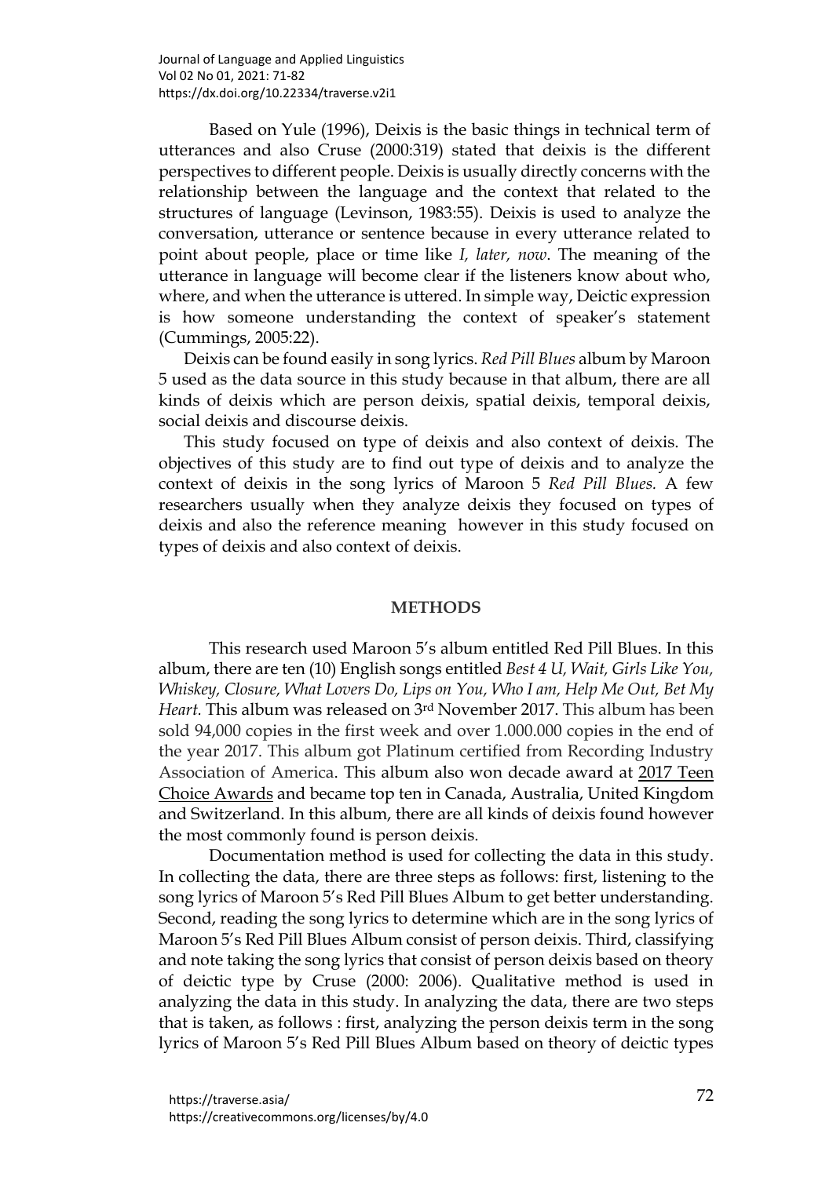Based on Yule (1996), Deixis is the basic things in technical term of utterances and also Cruse (2000:319) stated that deixis is the different perspectives to different people. Deixis is usually directly concerns with the relationship between the language and the context that related to the structures of language (Levinson, 1983:55). Deixis is used to analyze the conversation, utterance or sentence because in every utterance related to point about people, place or time like *I, later, now*. The meaning of the utterance in language will become clear if the listeners know about who, where, and when the utterance is uttered. In simple way, Deictic expression is how someone understanding the context of speaker's statement (Cummings, 2005:22).

Deixis can be found easily in song lyrics. *Red Pill Blues* album by Maroon 5 used as the data source in this study because in that album, there are all kinds of deixis which are person deixis, spatial deixis, temporal deixis, social deixis and discourse deixis.

This study focused on type of deixis and also context of deixis. The objectives of this study are to find out type of deixis and to analyze the context of deixis in the song lyrics of Maroon 5 *Red Pill Blues.* A few researchers usually when they analyze deixis they focused on types of deixis and also the reference meaning however in this study focused on types of deixis and also context of deixis.

## METHODS

This research used Maroon 5's album entitled Red Pill Blues. In this album, there are ten (10) English songs entitled *Best 4 U, Wait, Girls Like You, Whiskey, Closure, What Lovers Do, Lips on You, Who I am, Help Me Out, Bet My Heart*. This album was released on 3rd November 2017. This album has been sold 94,000 copies in the first week and over 1.000.000 copies in the end of the year 2017. This album got Platinum certified from Recording Industry Association of America. This album also won decade award at 2017 Teen Choice Awards and became top ten in Canada, Australia, United Kingdom and Switzerland. In this album, there are all kinds of deixis found however the most commonly found is person deixis.

Documentation method is used for collecting the data in this study. In collecting the data, there are three steps as follows: first, listening to the song lyrics of Maroon 5's Red Pill Blues Album to get better understanding. Second, reading the song lyrics to determine which are in the song lyrics of Maroon 5's Red Pill Blues Album consist of person deixis. Third, classifying and note taking the song lyrics that consist of person deixis based on theory of deictic type by Cruse (2000: 2006). Qualitative method is used in analyzing the data in this study. In analyzing the data, there are two steps that is taken, as follows : first, analyzing the person deixis term in the song lyrics of Maroon 5's Red Pill Blues Album based on theory of deictic types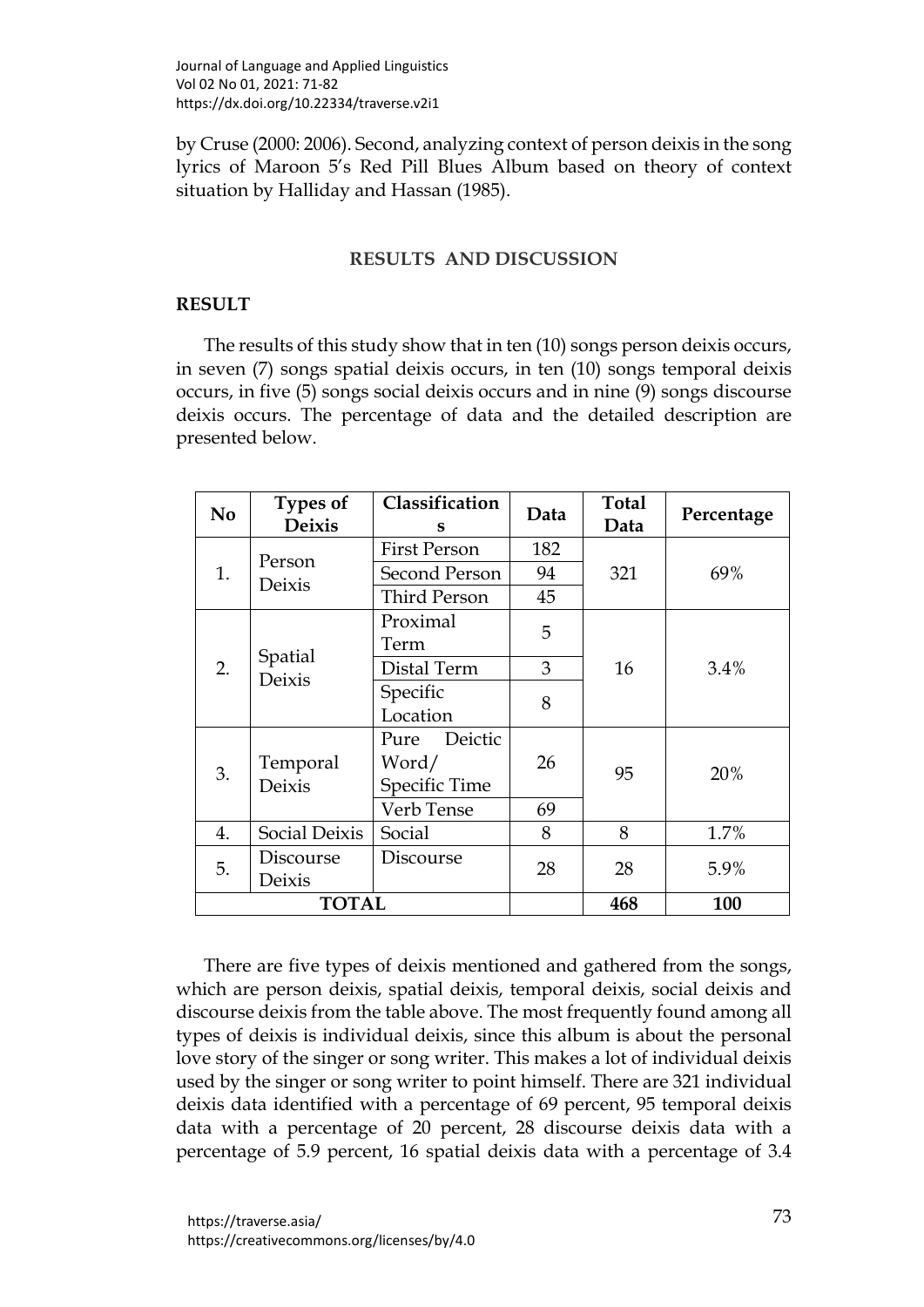by Cruse (2000: 2006). Second, analyzing context of person deixis in the song lyrics of Maroon 5's Red Pill Blues Album based on theory of context situation by Halliday and Hassan (1985).

## RESULTS AND DISCUSSION

### RESULT

The results of this study show that in ten (10) songs person deixis occurs, in seven (7) songs spatial deixis occurs, in ten (10) songs temporal deixis occurs, in five (5) songs social deixis occurs and in nine (9) songs discourse deixis occurs. The percentage of data and the detailed description are presented below.

| No | Types of Deixis | Classifications | Data | Total Data | Percentage |
|---|---|---|---|---|---|
| 1. | Person Deixis | First Person | 182 | 321 | 69% |
| | | Second Person | 94 | | |
| | | Third Person | 45 | | |
| 2. | Spatial Deixis | Proximal Term | 5 | 16 | 3.4% |
| | | Distal Term | 3 | | |
| | | Specific Location | 8 | | |
| 3. | Temporal Deixis | Pure Deictic Word/ Specific Time | 26 | 95 | 20% |
| | | Verb Tense | 69 | | |
| 4. | Social Deixis | Social | 8 | 8 | 1.7% |
| 5. | Discourse Deixis | Discourse | 28 | 28 | 5.9% |
| **TOTAL** | | | | **468** | **100** |

There are five types of deixis mentioned and gathered from the songs, which are person deixis, spatial deixis, temporal deixis, social deixis and discourse deixis from the table above. The most frequently found among all types of deixis is individual deixis, since this album is about the personal love story of the singer or song writer. This makes a lot of individual deixis used by the singer or song writer to point himself. There are 321 individual deixis data identified with a percentage of 69 percent, 95 temporal deixis data with a percentage of 20 percent, 28 discourse deixis data with a percentage of 5.9 percent, 16 spatial deixis data with a percentage of 3.4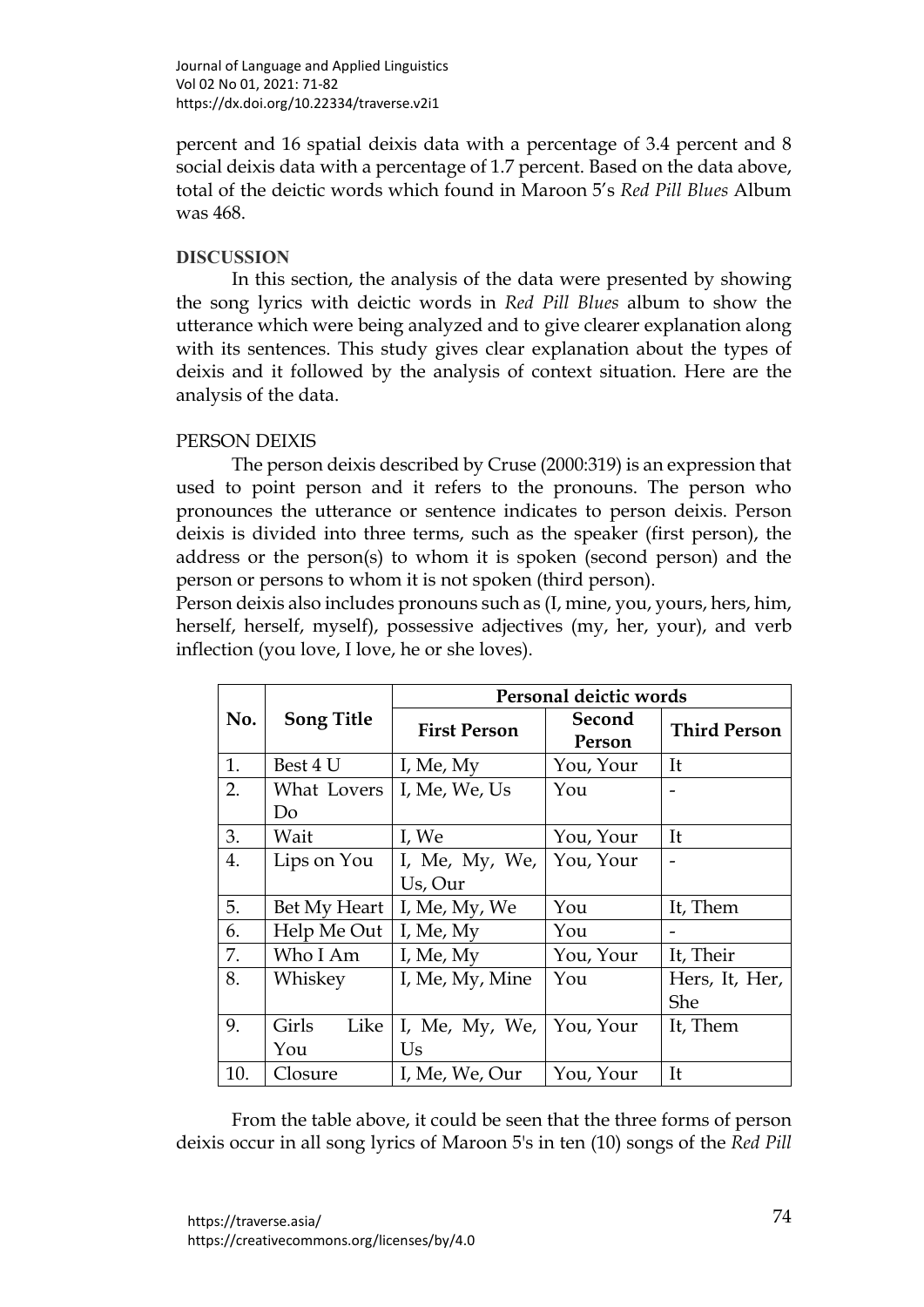percent and 16 spatial deixis data with a percentage of 3.4 percent and 8 social deixis data with a percentage of 1.7 percent. Based on the data above, total of the deictic words which found in Maroon 5's *Red Pill Blues* Album was 468.

## DISCUSSION

In this section, the analysis of the data were presented by showing the song lyrics with deictic words in *Red Pill Blues* album to show the utterance which were being analyzed and to give clearer explanation along with its sentences. This study gives clear explanation about the types of deixis and it followed by the analysis of context situation. Here are the analysis of the data.

### PERSON DEIXIS

The person deixis described by Cruse (2000:319) is an expression that used to point person and it refers to the pronouns. The person who pronounces the utterance or sentence indicates to person deixis. Person deixis is divided into three terms, such as the speaker (first person), the address or the person(s) to whom it is spoken (second person) and the person or persons to whom it is not spoken (third person).

Person deixis also includes pronouns such as (I, mine, you, yours, hers, him, herself, herself, myself), possessive adjectives (my, her, your), and verb inflection (you love, I love, he or she loves).

| No. | Song Title | Personal deictic words | | |
|---|---|---|---|---|
| | | First Person | Second Person | Third Person |
| 1. | Best 4 U | I, Me, My | You, Your | It |
| 2. | What Lovers Do | I, Me, We, Us | You | - |
| 3. | Wait | I, We | You, Your | It |
| 4. | Lips on You | I, Me, My, We, Us, Our | You, Your | - |
| 5. | Bet My Heart | I, Me, My, We | You | It, Them |
| 6. | Help Me Out | I, Me, My | You | - |
| 7. | Who I Am | I, Me, My | You, Your | It, Their |
| 8. | Whiskey | I, Me, My, Mine | You | Hers, It, Her, She |
| 9. | Girls Like You | I, Me, My, We, Us | You, Your | It, Them |
| 10. | Closure | I, Me, We, Our | You, Your | It |

From the table above, it could be seen that the three forms of person deixis occur in all song lyrics of Maroon 5's in ten (10) songs of the *Red Pill*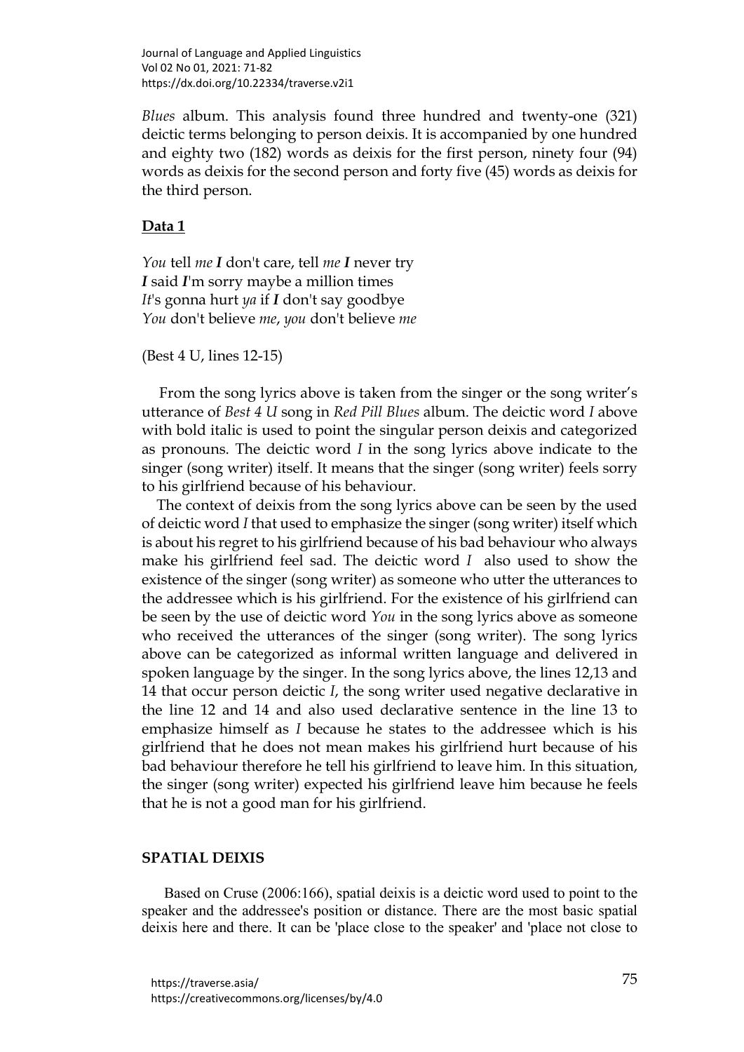*Blues* album. This analysis found three hundred and twenty-one (321) deictic terms belonging to person deixis. It is accompanied by one hundred and eighty two (182) words as deixis for the first person, ninety four (94) words as deixis for the second person and forty five (45) words as deixis for the third person.

**Data 1**

*You* tell *me* ***I*** don't care, tell *me* ***I*** never try
***I*** said ***I***'m sorry maybe a million times
*It*'s gonna hurt *ya* if ***I*** don't say goodbye
*You* don't believe *me*, *you* don't believe *me*

(Best 4 U, lines 12-15)

From the song lyrics above is taken from the singer or the song writer's utterance of *Best 4 U* song in *Red Pill Blues* album. The deictic word *I* above with bold italic is used to point the singular person deixis and categorized as pronouns. The deictic word *I* in the song lyrics above indicate to the singer (song writer) itself. It means that the singer (song writer) feels sorry to his girlfriend because of his behaviour.

The context of deixis from the song lyrics above can be seen by the used of deictic word *I* that used to emphasize the singer (song writer) itself which is about his regret to his girlfriend because of his bad behaviour who always make his girlfriend feel sad. The deictic word *I* also used to show the existence of the singer (song writer) as someone who utter the utterances to the addressee which is his girlfriend. For the existence of his girlfriend can be seen by the use of deictic word *You* in the song lyrics above as someone who received the utterances of the singer (song writer). The song lyrics above can be categorized as informal written language and delivered in spoken language by the singer. In the song lyrics above, the lines 12,13 and 14 that occur person deictic *I*, the song writer used negative declarative in the line 12 and 14 and also used declarative sentence in the line 13 to emphasize himself as *I* because he states to the addressee which is his girlfriend that he does not mean makes his girlfriend hurt because of his bad behaviour therefore he tell his girlfriend to leave him. In this situation, the singer (song writer) expected his girlfriend leave him because he feels that he is not a good man for his girlfriend.

## SPATIAL DEIXIS

Based on Cruse (2006:166), spatial deixis is a deictic word used to point to the speaker and the addressee's position or distance. There are the most basic spatial deixis here and there. It can be 'place close to the speaker' and 'place not close to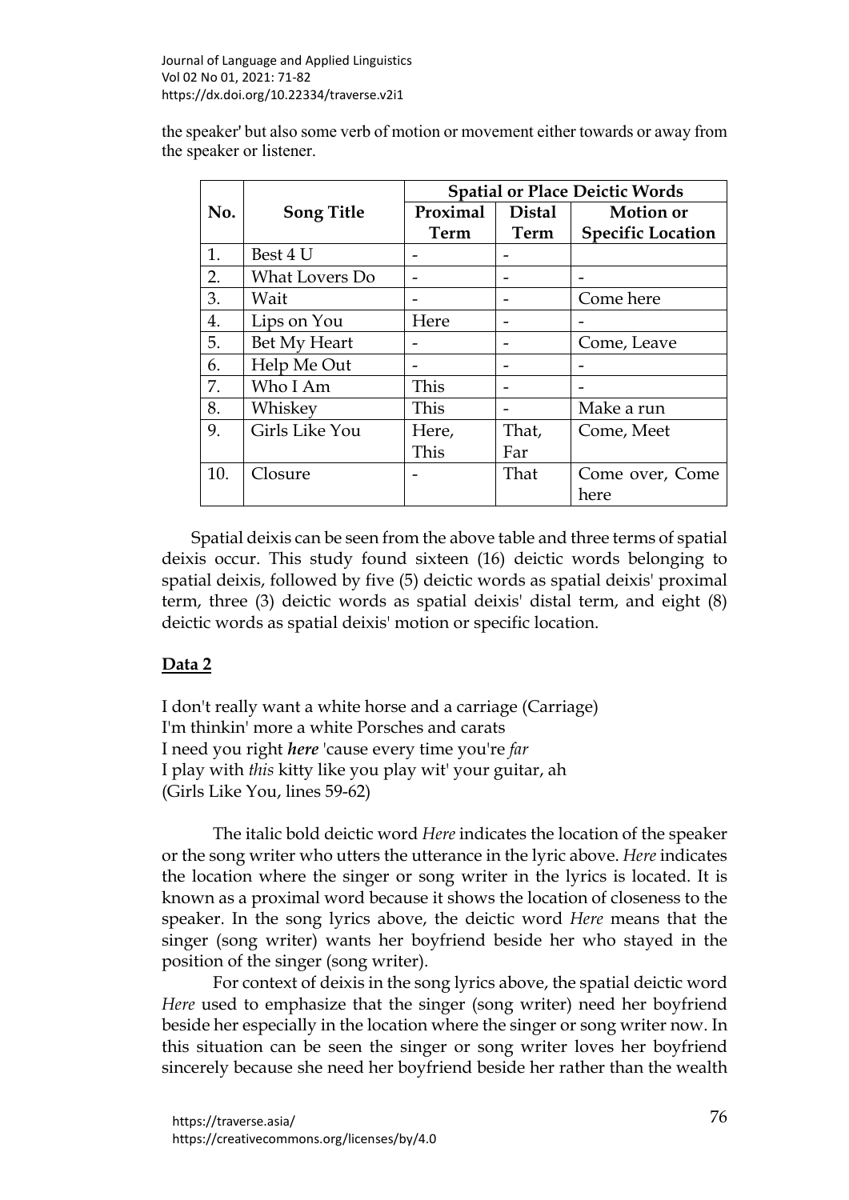the speaker' but also some verb of motion or movement either towards or away from the speaker or listener.

| No. | Song Title | Spatial or Place Deictic Words | | |
|---|---|---|---|---|
| | | Proximal Term | Distal Term | Motion or Specific Location |
| 1. | Best 4 U | - | - | |
| 2. | What Lovers Do | - | - | - |
| 3. | Wait | - | - | Come here |
| 4. | Lips on You | Here | - | - |
| 5. | Bet My Heart | - | - | Come, Leave |
| 6. | Help Me Out | - | - | - |
| 7. | Who I Am | This | - | - |
| 8. | Whiskey | This | - | Make a run |
| 9. | Girls Like You | Here, This | That, Far | Come, Meet |
| 10. | Closure | - | That | Come over, Come here |

Spatial deixis can be seen from the above table and three terms of spatial deixis occur. This study found sixteen (16) deictic words belonging to spatial deixis, followed by five (5) deictic words as spatial deixis' proximal term, three (3) deictic words as spatial deixis' distal term, and eight (8) deictic words as spatial deixis' motion or specific location.

## Data 2

I don't really want a white horse and a carriage (Carriage)
I'm thinkin' more a white Porsches and carats
I need you right ***here*** 'cause every time you're *far*
I play with *this* kitty like you play wit' your guitar, ah
(Girls Like You, lines 59-62)

The italic bold deictic word *Here* indicates the location of the speaker or the song writer who utters the utterance in the lyric above. *Here* indicates the location where the singer or song writer in the lyrics is located. It is known as a proximal word because it shows the location of closeness to the speaker. In the song lyrics above, the deictic word *Here* means that the singer (song writer) wants her boyfriend beside her who stayed in the position of the singer (song writer).

For context of deixis in the song lyrics above, the spatial deictic word *Here* used to emphasize that the singer (song writer) need her boyfriend beside her especially in the location where the singer or song writer now. In this situation can be seen the singer or song writer loves her boyfriend sincerely because she need her boyfriend beside her rather than the wealth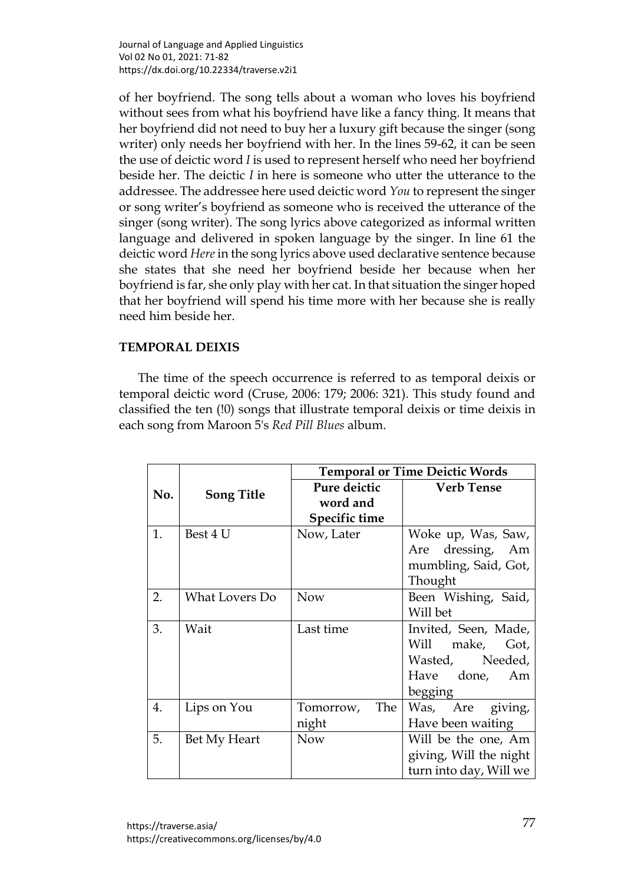of her boyfriend. The song tells about a woman who loves his boyfriend without sees from what his boyfriend have like a fancy thing. It means that her boyfriend did not need to buy her a luxury gift because the singer (song writer) only needs her boyfriend with her. In the lines 59-62, it can be seen the use of deictic word *I* is used to represent herself who need her boyfriend beside her. The deictic *I* in here is someone who utter the utterance to the addressee. The addressee here used deictic word *You* to represent the singer or song writer's boyfriend as someone who is received the utterance of the singer (song writer). The song lyrics above categorized as informal written language and delivered in spoken language by the singer. In line 61 the deictic word *Here* in the song lyrics above used declarative sentence because she states that she need her boyfriend beside her because when her boyfriend is far, she only play with her cat. In that situation the singer hoped that her boyfriend will spend his time more with her because she is really need him beside her.

## TEMPORAL DEIXIS

The time of the speech occurrence is referred to as temporal deixis or temporal deictic word (Cruse, 2006: 179; 2006: 321). This study found and classified the ten (!0) songs that illustrate temporal deixis or time deixis in each song from Maroon 5's *Red Pill Blues* album.

| No. | Song Title | Temporal or Time Deictic Words | |
|---|---|---|---|
| | | **Pure deictic word and Specific time** | **Verb Tense** |
| 1. | Best 4 U | Now, Later | Woke up, Was, Saw, Are dressing, Am mumbling, Said, Got, Thought |
| 2. | What Lovers Do | Now | Been Wishing, Said, Will bet |
| 3. | Wait | Last time | Invited, Seen, Made, Will make, Got, Wasted, Needed, Have done, Am begging |
| 4. | Lips on You | Tomorrow, The night | Was, Are giving, Have been waiting |
| 5. | Bet My Heart | Now | Will be the one, Am giving, Will the night turn into day, Will we |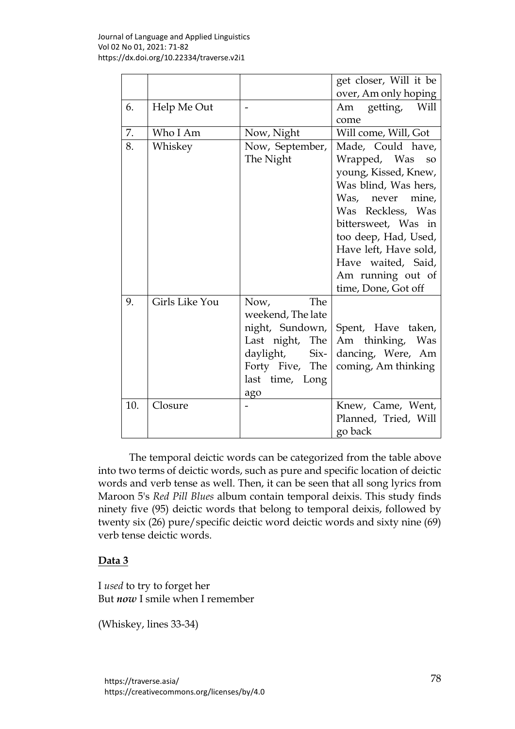|  |  |  | get closer, Will it be over, Am only hoping |
|---|---|---|---|
| 6. | Help Me Out | - | Am getting, Will come |
| 7. | Who I Am | Now, Night | Will come, Will, Got |
| 8. | Whiskey | Now, September, The Night | Made, Could have, Wrapped, Was so young, Kissed, Knew, Was blind, Was hers, Was, never mine, Was Reckless, Was bittersweet, Was in too deep, Had, Used, Have left, Have sold, Have waited, Said, Am running out of time, Done, Got off |
| 9. | Girls Like You | Now, The weekend, The late night, Sundown, Last night, The daylight, Six-Forty Five, The last time, Long ago | Spent, Have taken, Am thinking, Was dancing, Were, Am coming, Am thinking |
| 10. | Closure | - | Knew, Came, Went, Planned, Tried, Will go back |

The temporal deictic words can be categorized from the table above into two terms of deictic words, such as pure and specific location of deictic words and verb tense as well. Then, it can be seen that all song lyrics from Maroon 5's *Red Pill Blues* album contain temporal deixis. This study finds ninety five (95) deictic words that belong to temporal deixis, followed by twenty six (26) pure/specific deictic word deictic words and sixty nine (69) verb tense deictic words.

**Data 3**

I *used* to try to forget her
But ***now*** I smile when I remember

(Whiskey, lines 33-34)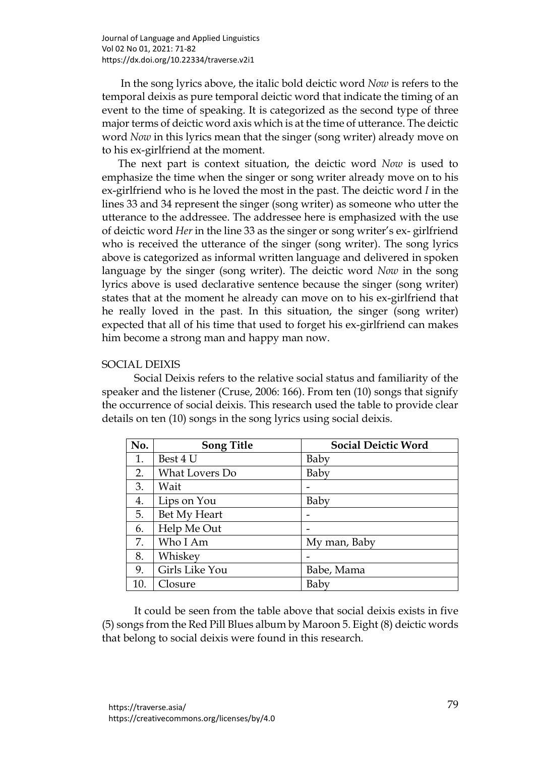In the song lyrics above, the italic bold deictic word *Now* is refers to the temporal deixis as pure temporal deictic word that indicate the timing of an event to the time of speaking. It is categorized as the second type of three major terms of deictic word axis which is at the time of utterance. The deictic word *Now* in this lyrics mean that the singer (song writer) already move on to his ex-girlfriend at the moment.

The next part is context situation, the deictic word *Now* is used to emphasize the time when the singer or song writer already move on to his ex-girlfriend who is he loved the most in the past. The deictic word *I* in the lines 33 and 34 represent the singer (song writer) as someone who utter the utterance to the addressee. The addressee here is emphasized with the use of deictic word *Her* in the line 33 as the singer or song writer's ex- girlfriend who is received the utterance of the singer (song writer). The song lyrics above is categorized as informal written language and delivered in spoken language by the singer (song writer). The deictic word *Now* in the song lyrics above is used declarative sentence because the singer (song writer) states that at the moment he already can move on to his ex-girlfriend that he really loved in the past. In this situation, the singer (song writer) expected that all of his time that used to forget his ex-girlfriend can makes him become a strong man and happy man now.

## SOCIAL DEIXIS

Social Deixis refers to the relative social status and familiarity of the speaker and the listener (Cruse, 2006: 166). From ten (10) songs that signify the occurrence of social deixis. This research used the table to provide clear details on ten (10) songs in the song lyrics using social deixis.

| No. | Song Title | Social Deictic Word |
|---|---|---|
| 1. | Best 4 U | Baby |
| 2. | What Lovers Do | Baby |
| 3. | Wait | - |
| 4. | Lips on You | Baby |
| 5. | Bet My Heart | - |
| 6. | Help Me Out | - |
| 7. | Who I Am | My man, Baby |
| 8. | Whiskey | - |
| 9. | Girls Like You | Babe, Mama |
| 10. | Closure | Baby |

It could be seen from the table above that social deixis exists in five (5) songs from the Red Pill Blues album by Maroon 5. Eight (8) deictic words that belong to social deixis were found in this research.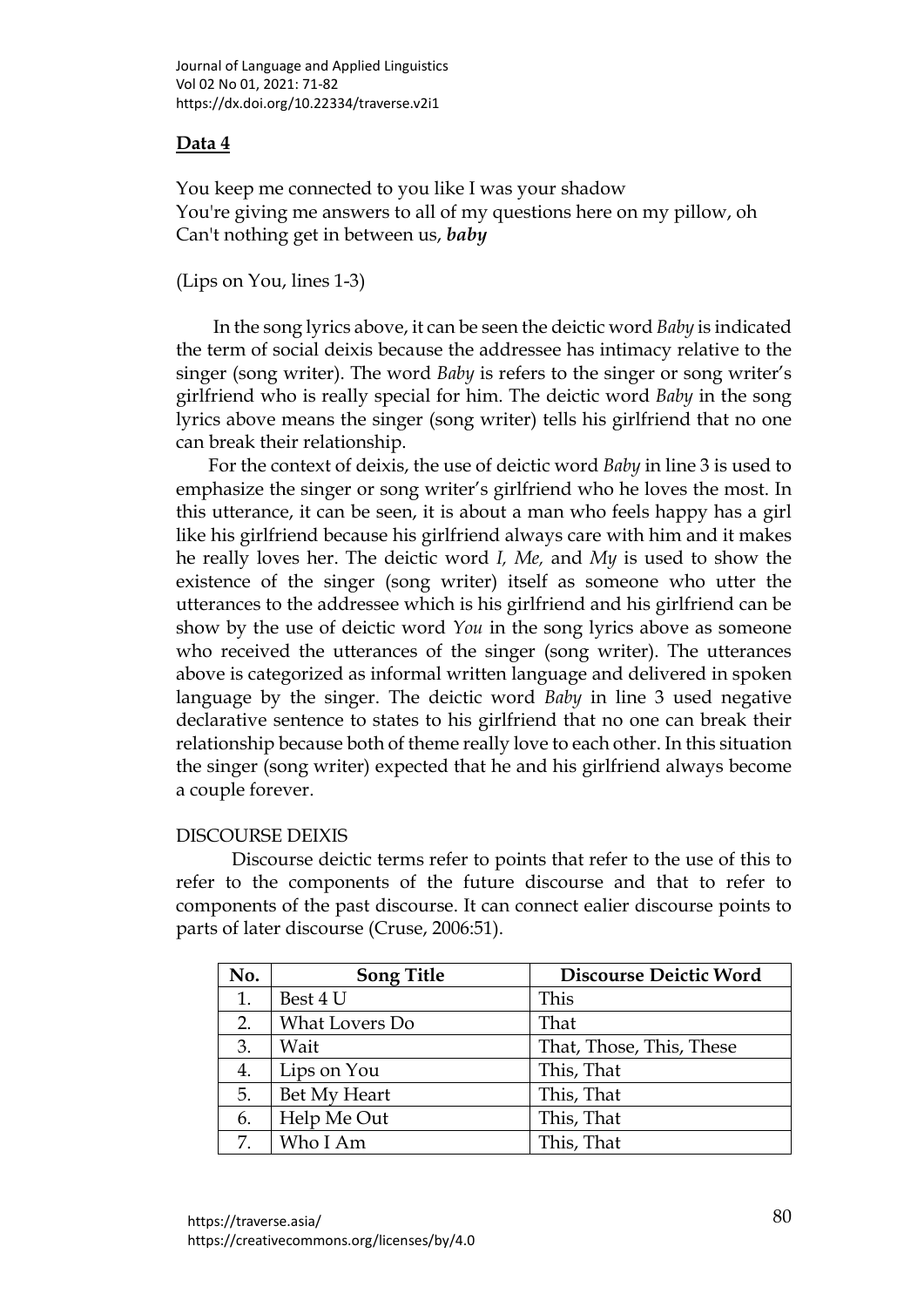## Data 4

You keep me connected to you like I was your shadow
You're giving me answers to all of my questions here on my pillow, oh
Can't nothing get in between us, ***baby***

(Lips on You, lines 1-3)

In the song lyrics above, it can be seen the deictic word *Baby* is indicated the term of social deixis because the addressee has intimacy relative to the singer (song writer). The word *Baby* is refers to the singer or song writer's girlfriend who is really special for him. The deictic word *Baby* in the song lyrics above means the singer (song writer) tells his girlfriend that no one can break their relationship.

For the context of deixis, the use of deictic word *Baby* in line 3 is used to emphasize the singer or song writer's girlfriend who he loves the most. In this utterance, it can be seen, it is about a man who feels happy has a girl like his girlfriend because his girlfriend always care with him and it makes he really loves her. The deictic word *I, Me,* and *My* is used to show the existence of the singer (song writer) itself as someone who utter the utterances to the addressee which is his girlfriend and his girlfriend can be show by the use of deictic word *You* in the song lyrics above as someone who received the utterances of the singer (song writer). The utterances above is categorized as informal written language and delivered in spoken language by the singer. The deictic word *Baby* in line 3 used negative declarative sentence to states to his girlfriend that no one can break their relationship because both of theme really love to each other. In this situation the singer (song writer) expected that he and his girlfriend always become a couple forever.

DISCOURSE DEIXIS

Discourse deictic terms refer to points that refer to the use of this to refer to the components of the future discourse and that to refer to components of the past discourse. It can connect ealier discourse points to parts of later discourse (Cruse, 2006:51).

| No. | Song Title | Discourse Deictic Word |
|---|---|---|
| 1. | Best 4 U | This |
| 2. | What Lovers Do | That |
| 3. | Wait | That, Those, This, These |
| 4. | Lips on You | This, That |
| 5. | Bet My Heart | This, That |
| 6. | Help Me Out | This, That |
| 7. | Who I Am | This, That |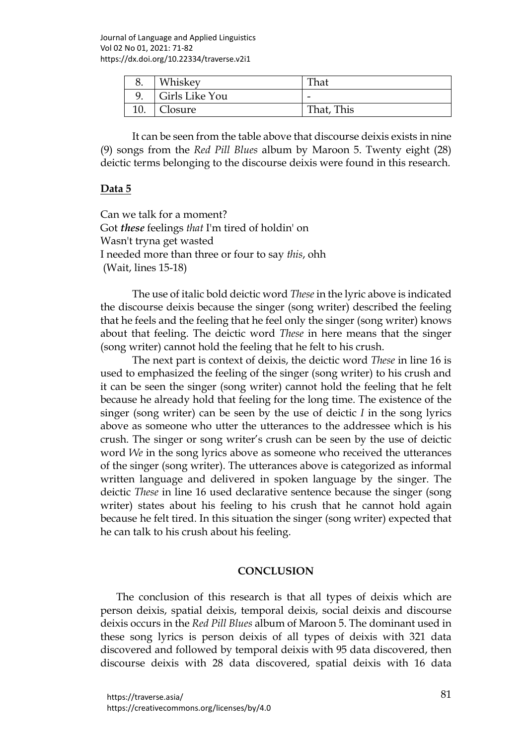| 8. | Whiskey | That |
|---|---|---|
| 9. | Girls Like You | - |
| 10. | Closure | That, This |

It can be seen from the table above that discourse deixis exists in nine (9) songs from the *Red Pill Blues* album by Maroon 5. Twenty eight (28) deictic terms belonging to the discourse deixis were found in this research.

**Data 5**

Can we talk for a moment?
Got ***these*** feelings *that* I'm tired of holdin' on
Wasn't tryna get wasted
I needed more than three or four to say *this*, ohh
(Wait, lines 15-18)

The use of italic bold deictic word *These* in the lyric above is indicated the discourse deixis because the singer (song writer) described the feeling that he feels and the feeling that he feel only the singer (song writer) knows about that feeling. The deictic word *These* in here means that the singer (song writer) cannot hold the feeling that he felt to his crush.

The next part is context of deixis, the deictic word *These* in line 16 is used to emphasized the feeling of the singer (song writer) to his crush and it can be seen the singer (song writer) cannot hold the feeling that he felt because he already hold that feeling for the long time. The existence of the singer (song writer) can be seen by the use of deictic *I* in the song lyrics above as someone who utter the utterances to the addressee which is his crush. The singer or song writer's crush can be seen by the use of deictic word *We* in the song lyrics above as someone who received the utterances of the singer (song writer). The utterances above is categorized as informal written language and delivered in spoken language by the singer. The deictic *These* in line 16 used declarative sentence because the singer (song writer) states about his feeling to his crush that he cannot hold again because he felt tired. In this situation the singer (song writer) expected that he can talk to his crush about his feeling.

## CONCLUSION

The conclusion of this research is that all types of deixis which are person deixis, spatial deixis, temporal deixis, social deixis and discourse deixis occurs in the *Red Pill Blues* album of Maroon 5. The dominant used in these song lyrics is person deixis of all types of deixis with 321 data discovered and followed by temporal deixis with 95 data discovered, then discourse deixis with 28 data discovered, spatial deixis with 16 data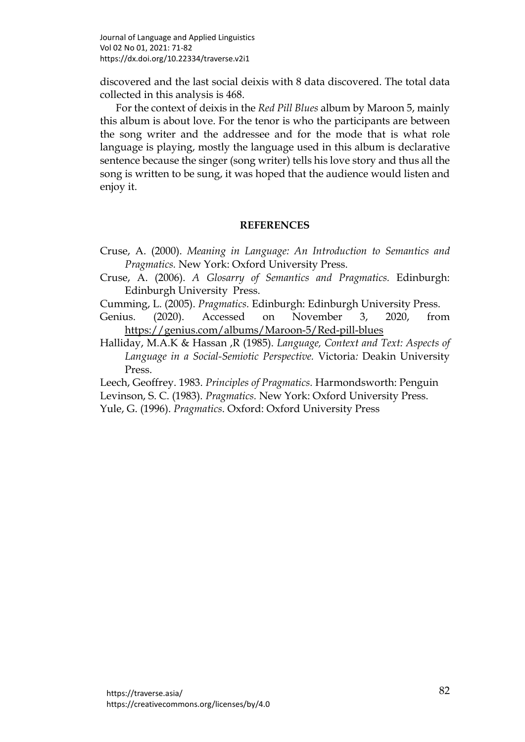discovered and the last social deixis with 8 data discovered. The total data collected in this analysis is 468.

For the context of deixis in the *Red Pill Blues* album by Maroon 5, mainly this album is about love. For the tenor is who the participants are between the song writer and the addressee and for the mode that is what role language is playing, mostly the language used in this album is declarative sentence because the singer (song writer) tells his love story and thus all the song is written to be sung, it was hoped that the audience would listen and enjoy it.

## REFERENCES

Cruse, A. (2000). *Meaning in Language: An Introduction to Semantics and Pragmatics.* New York: Oxford University Press.

Cruse, A. (2006). *A Glosarry of Semantics and Pragmatics.* Edinburgh: Edinburgh University Press.

Cumming, L. (2005). *Pragmatics.* Edinburgh: Edinburgh University Press.

Genius. (2020). Accessed on November 3, 2020, from https://genius.com/albums/Maroon-5/Red-pill-blues

Halliday, M.A.K & Hassan ,R (1985). *Language, Context and Text: Aspects of Language in a Social-Semiotic Perspective.* Victoria*:* Deakin University Press.

Leech, Geoffrey. 1983. *Principles of Pragmatics.* Harmondsworth: Penguin

Levinson, S. C. (1983). *Pragmatics.* New York: Oxford University Press.

Yule, G. (1996). *Pragmatics*. Oxford: Oxford University Press